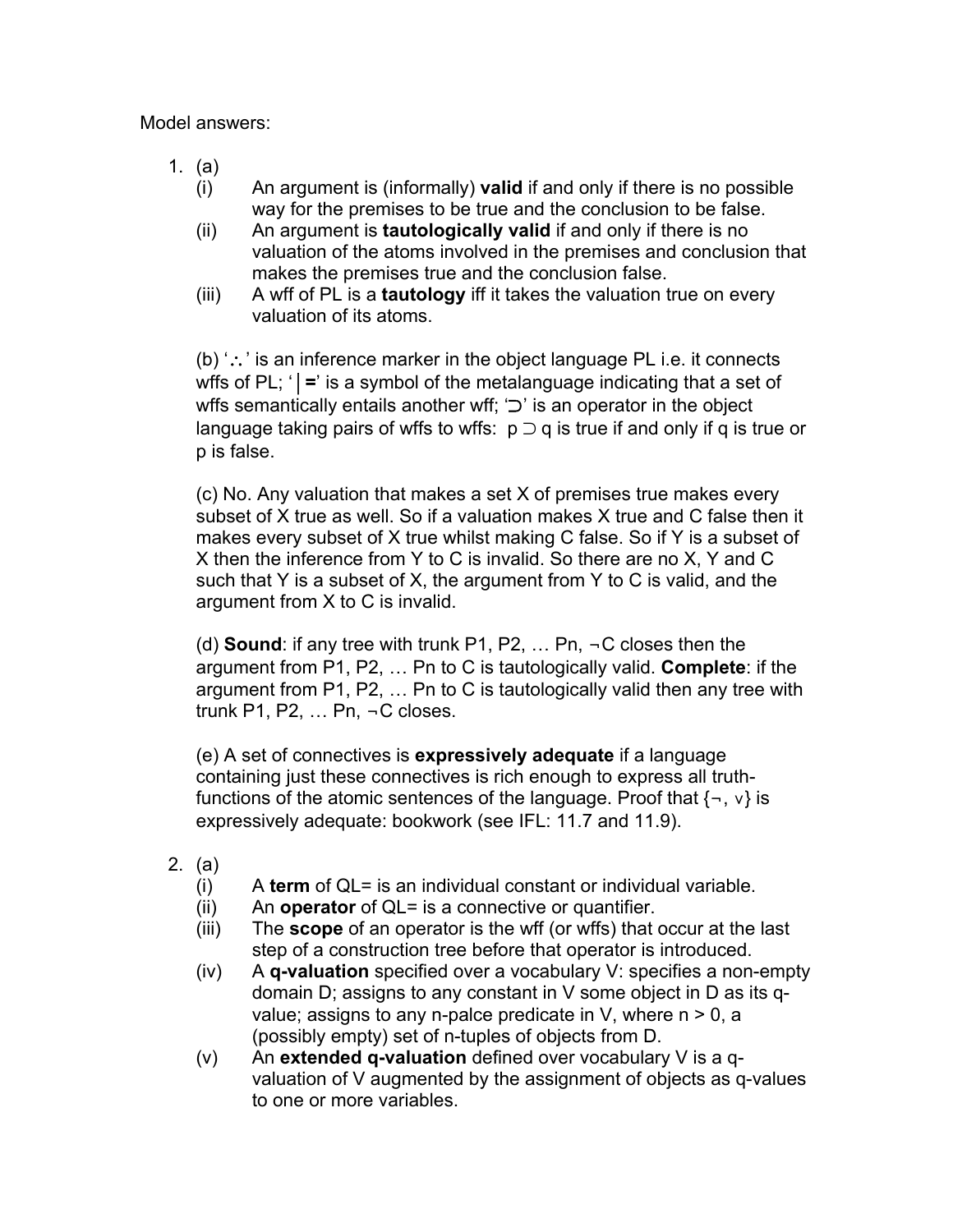Model answers:

1. (a)
   (i) An argument is (informally) **valid** if and only if there is no possible way for the premises to be true and the conclusion to be false.
   (ii) An argument is **tautologically valid** if and only if there is no valuation of the atoms involved in the premises and conclusion that makes the premises true and the conclusion false.
   (iii) A wff of PL is a **tautology** iff it takes the valuation true on every valuation of its atoms.

   (b) '∴' is an inference marker in the object language PL i.e. it connects wffs of PL; '$\models$' is a symbol of the metalanguage indicating that a set of wffs semantically entails another wff; '$\supset$' is an operator in the object language taking pairs of wffs to wffs: $p \supset q$ is true if and only if q is true or p is false.

   (c) No. Any valuation that makes a set X of premises true makes every subset of X true as well. So if a valuation makes X true and C false then it makes every subset of X true whilst making C false. So if Y is a subset of X then the inference from Y to C is invalid. So there are no X, Y and C such that Y is a subset of X, the argument from Y to C is valid, and the argument from X to C is invalid.

   (d) **Sound**: if any tree with trunk P1, P2, … Pn, ¬C closes then the argument from P1, P2, … Pn to C is tautologically valid. **Complete**: if the argument from P1, P2, … Pn to C is tautologically valid then any tree with trunk P1, P2, … Pn, ¬C closes.

   (e) A set of connectives is **expressively adequate** if a language containing just these connectives is rich enough to express all truth-functions of the atomic sentences of the language. Proof that {¬, ∨} is expressively adequate: bookwork (see IFL: 11.7 and 11.9).

2. (a)
   (i) A **term** of QL= is an individual constant or individual variable.
   (ii) An **operator** of QL= is a connective or quantifier.
   (iii) The **scope** of an operator is the wff (or wffs) that occur at the last step of a construction tree before that operator is introduced.
   (iv) A **q-valuation** specified over a vocabulary V: specifies a non-empty domain D; assigns to any constant in V some object in D as its q-value; assigns to any n-palce predicate in V, where $n > 0$, a (possibly empty) set of n-tuples of objects from D.
   (v) An **extended q-valuation** defined over vocabulary V is a q-valuation of V augmented by the assignment of objects as q-values to one or more variables.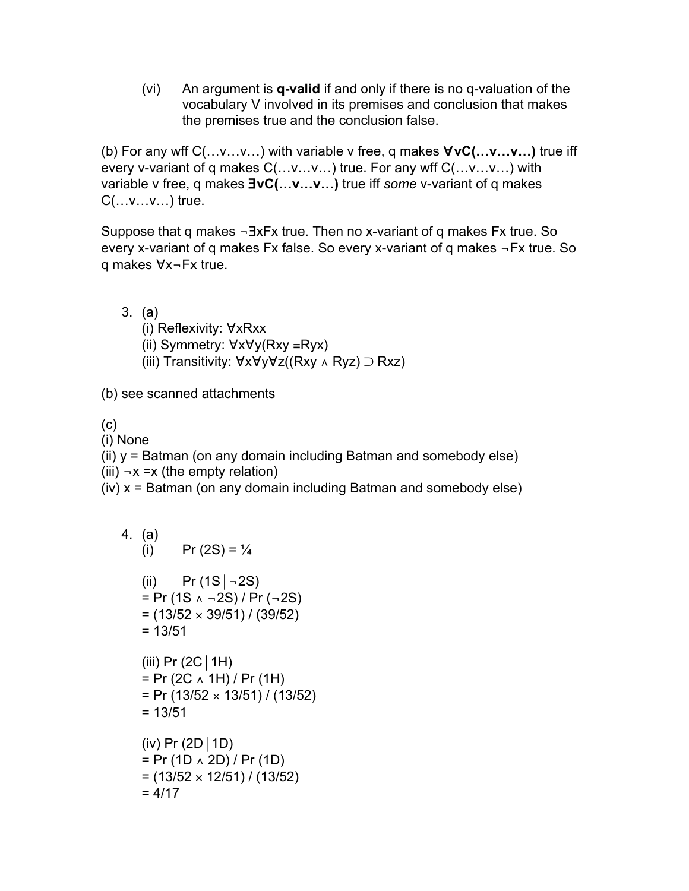(vi) An argument is **q-valid** if and only if there is no q-valuation of the vocabulary V involved in its premises and conclusion that makes the premises true and the conclusion false.

(b) For any wff C(…v…v…) with variable v free, q makes **∀vC(…v…v…)** true iff every v-variant of q makes C(…v…v…) true. For any wff C(…v…v…) with variable v free, q makes **∃vC(…v…v…)** true iff *some* v-variant of q makes C(…v…v…) true.

Suppose that q makes ¬∃xFx true. Then no x-variant of q makes Fx true. So every x-variant of q makes Fx false. So every x-variant of q makes ¬Fx true. So q makes ∀x¬Fx true.

3. (a)
   (i) Reflexivity: ∀xRxx
   (ii) Symmetry: ∀x∀y(Rxy ≡ Ryx)
   (iii) Transitivity: ∀x∀y∀z((Rxy ∧ Ryz) ⊃ Rxz)

(b) see scanned attachments

(c)
(i) None
(ii) y = Batman (on any domain including Batman and somebody else)
(iii) ¬x =x (the empty relation)
(iv) x = Batman (on any domain including Batman and somebody else)

4. (a)
   (i) Pr (2S) = ¼

   (ii) Pr (1S | ¬2S)
   = Pr (1S ∧ ¬2S) / Pr (¬2S)
   = (13/52 × 39/51) / (39/52)
   = 13/51

   (iii) Pr (2C | 1H)
   = Pr (2C ∧ 1H) / Pr (1H)
   = Pr (13/52 × 13/51) / (13/52)
   = 13/51

   (iv) Pr (2D | 1D)
   = Pr (1D ∧ 2D) / Pr (1D)
   = (13/52 × 12/51) / (13/52)
   = 4/17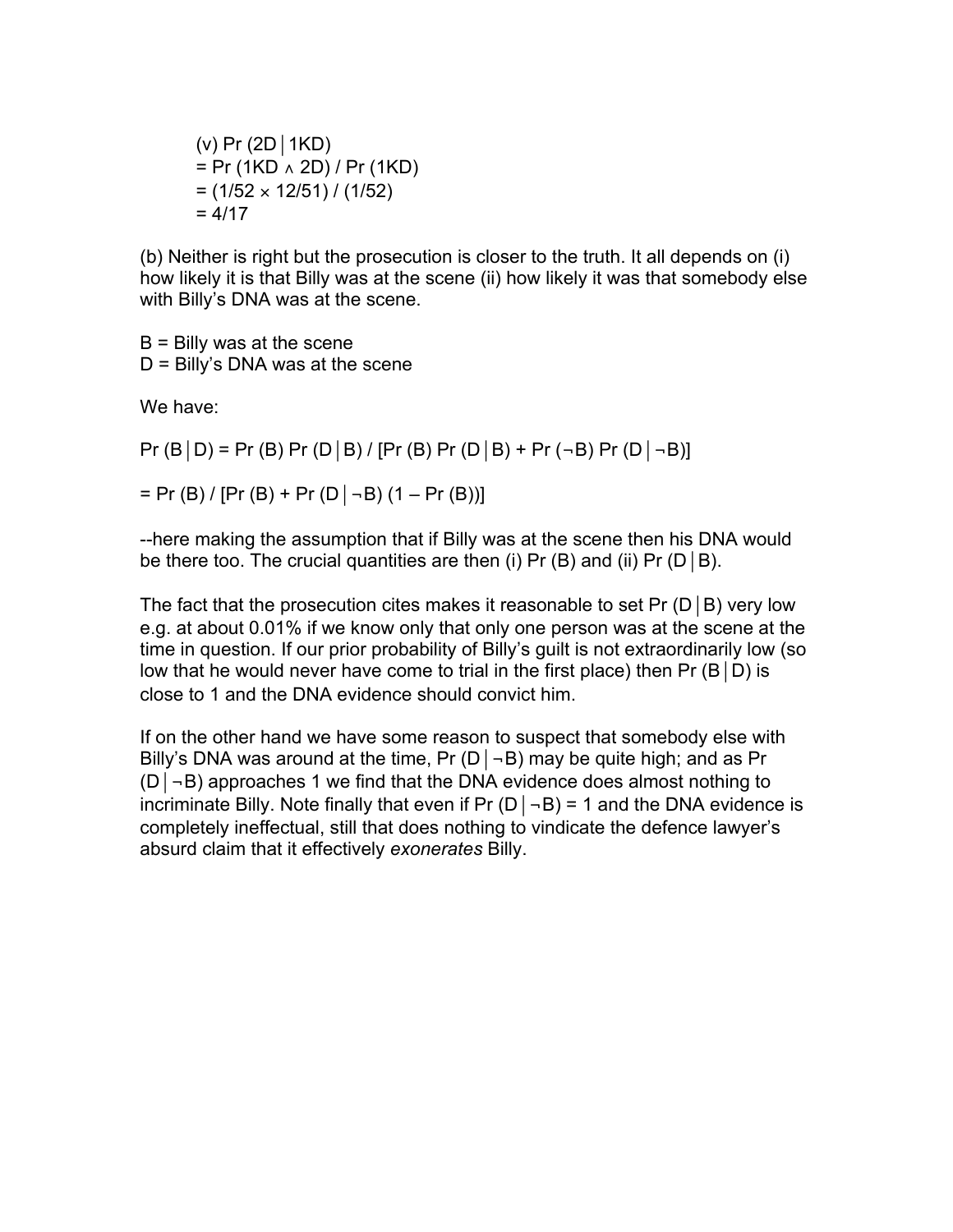(v) $\Pr(2D \mid 1KD)$
$= \Pr(1KD \wedge 2D) / \Pr(1KD)$
$= (1/52 \times 12/51) / (1/52)$
$= 4/17$

(b) Neither is right but the prosecution is closer to the truth. It all depends on (i) how likely it is that Billy was at the scene (ii) how likely it was that somebody else with Billy's DNA was at the scene.

B = Billy was at the scene
D = Billy's DNA was at the scene

We have:

$$\Pr(B \mid D) = \Pr(B) \Pr(D \mid B) / [\Pr(B) \Pr(D \mid B) + \Pr(\neg B) \Pr(D \mid \neg B)]$$

$$= \Pr(B) / [\Pr(B) + \Pr(D \mid \neg B)(1 - \Pr(B))]$$

--here making the assumption that if Billy was at the scene then his DNA would be there too. The crucial quantities are then (i) $\Pr(B)$ and (ii) $\Pr(D \mid B)$.

The fact that the prosecution cites makes it reasonable to set $\Pr(D \mid B)$ very low e.g. at about 0.01% if we know only that only one person was at the scene at the time in question. If our prior probability of Billy's guilt is not extraordinarily low (so low that he would never have come to trial in the first place) then $\Pr(B \mid D)$ is close to 1 and the DNA evidence should convict him.

If on the other hand we have some reason to suspect that somebody else with Billy's DNA was around at the time, $\Pr(D \mid \neg B)$ may be quite high; and as $\Pr(D \mid \neg B)$ approaches 1 we find that the DNA evidence does almost nothing to incriminate Billy. Note finally that even if $\Pr(D \mid \neg B) = 1$ and the DNA evidence is completely ineffectual, still that does nothing to vindicate the defence lawyer's absurd claim that it effectively *exonerates* Billy.